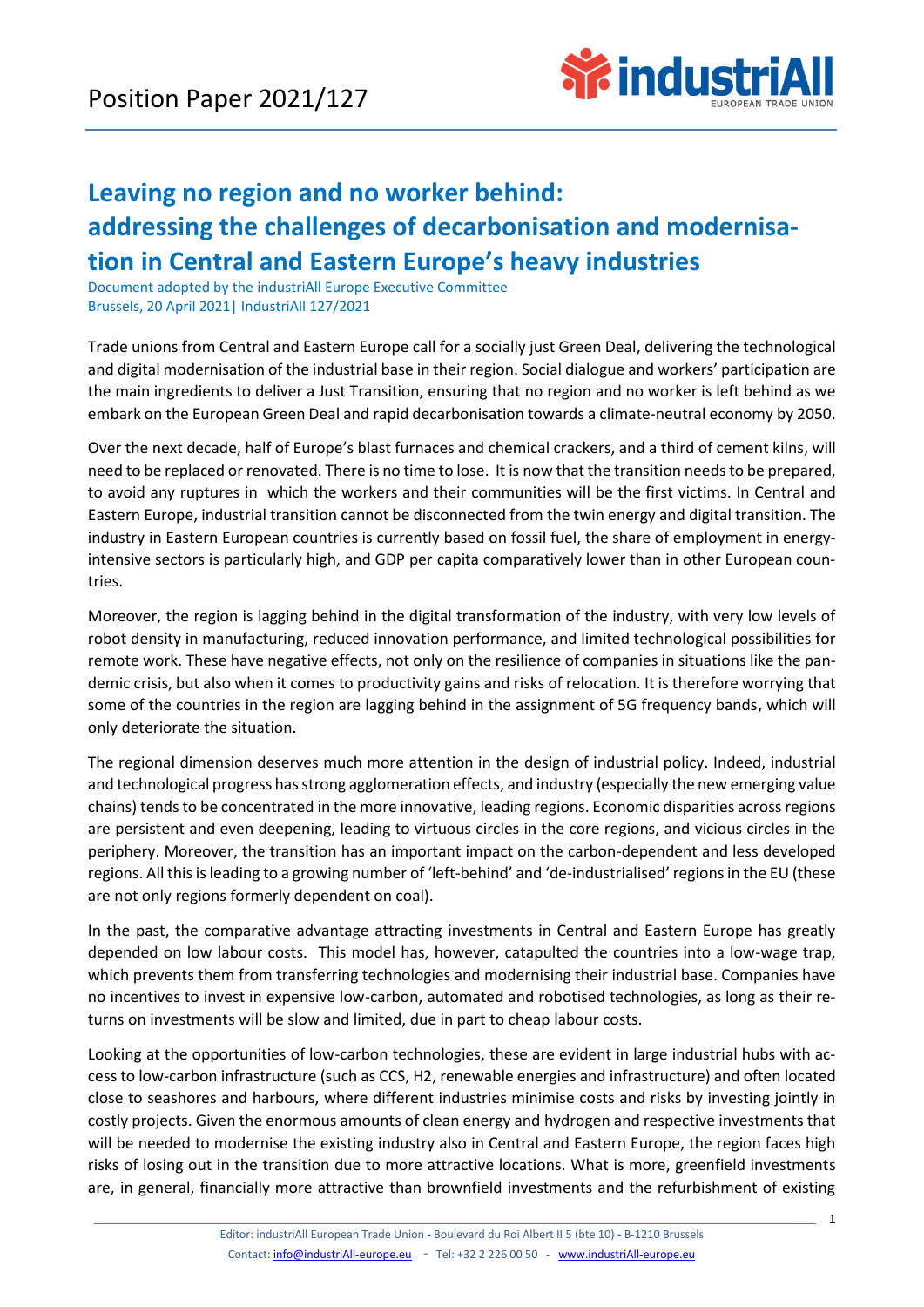# Position Paper 2021/127

## Leaving no region and no worker behind: addressing the challenges of decarbonisation and modernisation in Central and Eastern Europe's heavy industries

Document adopted by the industriAll Europe Executive Committee
Brussels, 20 April 2021| IndustriAll 127/2021

Trade unions from Central and Eastern Europe call for a socially just Green Deal, delivering the technological and digital modernisation of the industrial base in their region. Social dialogue and workers' participation are the main ingredients to deliver a Just Transition, ensuring that no region and no worker is left behind as we embark on the European Green Deal and rapid decarbonisation towards a climate-neutral economy by 2050.

Over the next decade, half of Europe's blast furnaces and chemical crackers, and a third of cement kilns, will need to be replaced or renovated. There is no time to lose. It is now that the transition needs to be prepared, to avoid any ruptures in which the workers and their communities will be the first victims. In Central and Eastern Europe, industrial transition cannot be disconnected from the twin energy and digital transition. The industry in Eastern European countries is currently based on fossil fuel, the share of employment in energy-intensive sectors is particularly high, and GDP per capita comparatively lower than in other European countries.

Moreover, the region is lagging behind in the digital transformation of the industry, with very low levels of robot density in manufacturing, reduced innovation performance, and limited technological possibilities for remote work. These have negative effects, not only on the resilience of companies in situations like the pandemic crisis, but also when it comes to productivity gains and risks of relocation. It is therefore worrying that some of the countries in the region are lagging behind in the assignment of 5G frequency bands, which will only deteriorate the situation.

The regional dimension deserves much more attention in the design of industrial policy. Indeed, industrial and technological progress has strong agglomeration effects, and industry (especially the new emerging value chains) tends to be concentrated in the more innovative, leading regions. Economic disparities across regions are persistent and even deepening, leading to virtuous circles in the core regions, and vicious circles in the periphery. Moreover, the transition has an important impact on the carbon-dependent and less developed regions. All this is leading to a growing number of 'left-behind' and 'de-industrialised' regions in the EU (these are not only regions formerly dependent on coal).

In the past, the comparative advantage attracting investments in Central and Eastern Europe has greatly depended on low labour costs. This model has, however, catapulted the countries into a low-wage trap, which prevents them from transferring technologies and modernising their industrial base. Companies have no incentives to invest in expensive low-carbon, automated and robotised technologies, as long as their returns on investments will be slow and limited, due in part to cheap labour costs.

Looking at the opportunities of low-carbon technologies, these are evident in large industrial hubs with access to low-carbon infrastructure (such as CCS, $H_2$, renewable energies and infrastructure) and often located close to seashores and harbours, where different industries minimise costs and risks by investing jointly in costly projects. Given the enormous amounts of clean energy and hydrogen and respective investments that will be needed to modernise the existing industry also in Central and Eastern Europe, the region faces high risks of losing out in the transition due to more attractive locations. What is more, greenfield investments are, in general, financially more attractive than brownfield investments and the refurbishment of existing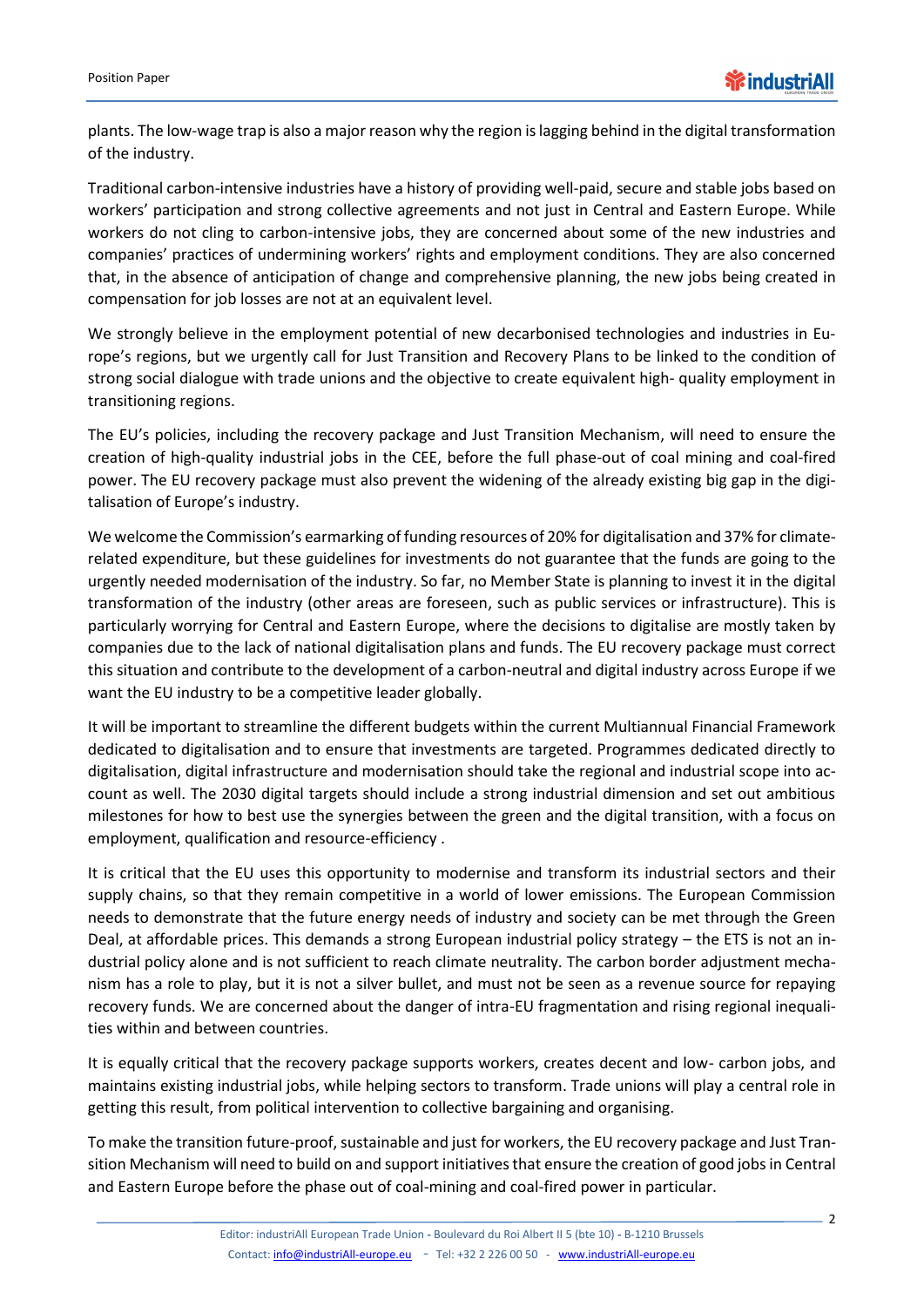plants. The low-wage trap is also a major reason why the region is lagging behind in the digital transformation of the industry.

Traditional carbon-intensive industries have a history of providing well-paid, secure and stable jobs based on workers' participation and strong collective agreements and not just in Central and Eastern Europe. While workers do not cling to carbon-intensive jobs, they are concerned about some of the new industries and companies' practices of undermining workers' rights and employment conditions. They are also concerned that, in the absence of anticipation of change and comprehensive planning, the new jobs being created in compensation for job losses are not at an equivalent level.

We strongly believe in the employment potential of new decarbonised technologies and industries in Europe's regions, but we urgently call for Just Transition and Recovery Plans to be linked to the condition of strong social dialogue with trade unions and the objective to create equivalent high- quality employment in transitioning regions.

The EU's policies, including the recovery package and Just Transition Mechanism, will need to ensure the creation of high-quality industrial jobs in the CEE, before the full phase-out of coal mining and coal-fired power. The EU recovery package must also prevent the widening of the already existing big gap in the digitalisation of Europe's industry.

We welcome the Commission's earmarking of funding resources of 20% for digitalisation and 37% for climate-related expenditure, but these guidelines for investments do not guarantee that the funds are going to the urgently needed modernisation of the industry. So far, no Member State is planning to invest it in the digital transformation of the industry (other areas are foreseen, such as public services or infrastructure). This is particularly worrying for Central and Eastern Europe, where the decisions to digitalise are mostly taken by companies due to the lack of national digitalisation plans and funds. The EU recovery package must correct this situation and contribute to the development of a carbon-neutral and digital industry across Europe if we want the EU industry to be a competitive leader globally.

It will be important to streamline the different budgets within the current Multiannual Financial Framework dedicated to digitalisation and to ensure that investments are targeted. Programmes dedicated directly to digitalisation, digital infrastructure and modernisation should take the regional and industrial scope into account as well. The 2030 digital targets should include a strong industrial dimension and set out ambitious milestones for how to best use the synergies between the green and the digital transition, with a focus on employment, qualification and resource-efficiency .

It is critical that the EU uses this opportunity to modernise and transform its industrial sectors and their supply chains, so that they remain competitive in a world of lower emissions. The European Commission needs to demonstrate that the future energy needs of industry and society can be met through the Green Deal, at affordable prices. This demands a strong European industrial policy strategy – the ETS is not an industrial policy alone and is not sufficient to reach climate neutrality. The carbon border adjustment mechanism has a role to play, but it is not a silver bullet, and must not be seen as a revenue source for repaying recovery funds. We are concerned about the danger of intra-EU fragmentation and rising regional inequalities within and between countries.

It is equally critical that the recovery package supports workers, creates decent and low- carbon jobs, and maintains existing industrial jobs, while helping sectors to transform. Trade unions will play a central role in getting this result, from political intervention to collective bargaining and organising.

To make the transition future-proof, sustainable and just for workers, the EU recovery package and Just Transition Mechanism will need to build on and support initiatives that ensure the creation of good jobs in Central and Eastern Europe before the phase out of coal-mining and coal-fired power in particular.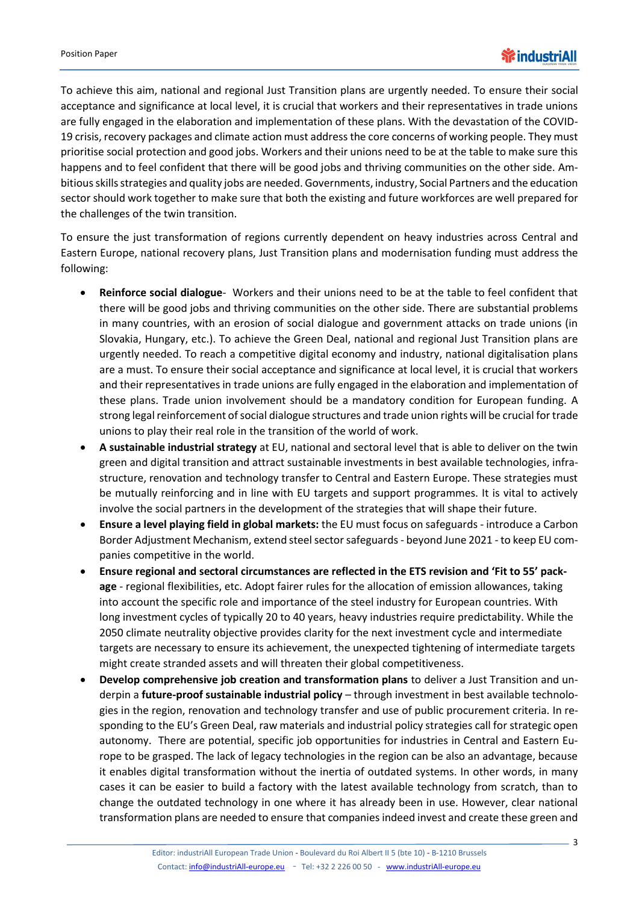To achieve this aim, national and regional Just Transition plans are urgently needed. To ensure their social acceptance and significance at local level, it is crucial that workers and their representatives in trade unions are fully engaged in the elaboration and implementation of these plans. With the devastation of the COVID-19 crisis, recovery packages and climate action must address the core concerns of working people. They must prioritise social protection and good jobs. Workers and their unions need to be at the table to make sure this happens and to feel confident that there will be good jobs and thriving communities on the other side. Ambitious skills strategies and quality jobs are needed. Governments, industry, Social Partners and the education sector should work together to make sure that both the existing and future workforces are well prepared for the challenges of the twin transition.

To ensure the just transformation of regions currently dependent on heavy industries across Central and Eastern Europe, national recovery plans, Just Transition plans and modernisation funding must address the following:

- **Reinforce social dialogue**- Workers and their unions need to be at the table to feel confident that there will be good jobs and thriving communities on the other side. There are substantial problems in many countries, with an erosion of social dialogue and government attacks on trade unions (in Slovakia, Hungary, etc.). To achieve the Green Deal, national and regional Just Transition plans are urgently needed. To reach a competitive digital economy and industry, national digitalisation plans are a must. To ensure their social acceptance and significance at local level, it is crucial that workers and their representatives in trade unions are fully engaged in the elaboration and implementation of these plans. Trade union involvement should be a mandatory condition for European funding. A strong legal reinforcement of social dialogue structures and trade union rights will be crucial for trade unions to play their real role in the transition of the world of work.
- **A sustainable industrial strategy** at EU, national and sectoral level that is able to deliver on the twin green and digital transition and attract sustainable investments in best available technologies, infrastructure, renovation and technology transfer to Central and Eastern Europe. These strategies must be mutually reinforcing and in line with EU targets and support programmes. It is vital to actively involve the social partners in the development of the strategies that will shape their future.
- **Ensure a level playing field in global markets:** the EU must focus on safeguards - introduce a Carbon Border Adjustment Mechanism, extend steel sector safeguards - beyond June 2021 - to keep EU companies competitive in the world.
- **Ensure regional and sectoral circumstances are reflected in the ETS revision and 'Fit to 55' package** - regional flexibilities, etc. Adopt fairer rules for the allocation of emission allowances, taking into account the specific role and importance of the steel industry for European countries. With long investment cycles of typically 20 to 40 years, heavy industries require predictability. While the 2050 climate neutrality objective provides clarity for the next investment cycle and intermediate targets are necessary to ensure its achievement, the unexpected tightening of intermediate targets might create stranded assets and will threaten their global competitiveness.
- **Develop comprehensive job creation and transformation plans** to deliver a Just Transition and underpin a **future-proof sustainable industrial policy** – through investment in best available technologies in the region, renovation and technology transfer and use of public procurement criteria. In responding to the EU's Green Deal, raw materials and industrial policy strategies call for strategic open autonomy. There are potential, specific job opportunities for industries in Central and Eastern Europe to be grasped. The lack of legacy technologies in the region can be also an advantage, because it enables digital transformation without the inertia of outdated systems. In other words, in many cases it can be easier to build a factory with the latest available technology from scratch, than to change the outdated technology in one where it has already been in use. However, clear national transformation plans are needed to ensure that companies indeed invest and create these green and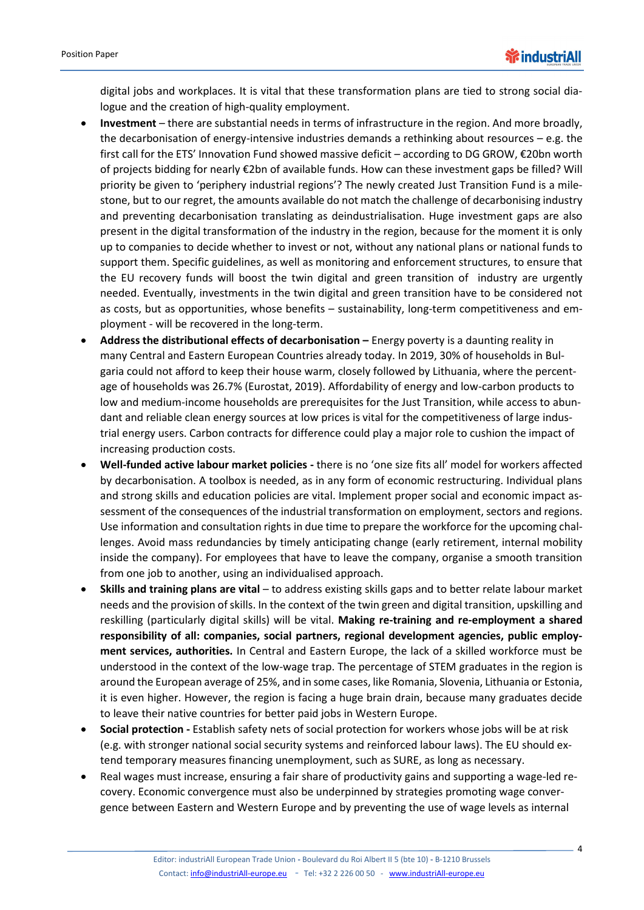digital jobs and workplaces. It is vital that these transformation plans are tied to strong social dialogue and the creation of high-quality employment.

- **Investment** – there are substantial needs in terms of infrastructure in the region. And more broadly, the decarbonisation of energy-intensive industries demands a rethinking about resources – e.g. the first call for the ETS' Innovation Fund showed massive deficit – according to DG GROW, €20bn worth of projects bidding for nearly €2bn of available funds. How can these investment gaps be filled? Will priority be given to 'periphery industrial regions'? The newly created Just Transition Fund is a milestone, but to our regret, the amounts available do not match the challenge of decarbonising industry and preventing decarbonisation translating as deindustrialisation. Huge investment gaps are also present in the digital transformation of the industry in the region, because for the moment it is only up to companies to decide whether to invest or not, without any national plans or national funds to support them. Specific guidelines, as well as monitoring and enforcement structures, to ensure that the EU recovery funds will boost the twin digital and green transition of industry are urgently needed. Eventually, investments in the twin digital and green transition have to be considered not as costs, but as opportunities, whose benefits – sustainability, long-term competitiveness and employment - will be recovered in the long-term.
- **Address the distributional effects of decarbonisation –** Energy poverty is a daunting reality in many Central and Eastern European Countries already today. In 2019, 30% of households in Bulgaria could not afford to keep their house warm, closely followed by Lithuania, where the percentage of households was 26.7% (Eurostat, 2019). Affordability of energy and low-carbon products to low and medium-income households are prerequisites for the Just Transition, while access to abundant and reliable clean energy sources at low prices is vital for the competitiveness of large industrial energy users. Carbon contracts for difference could play a major role to cushion the impact of increasing production costs.
- **Well-funded active labour market policies -** there is no 'one size fits all' model for workers affected by decarbonisation. A toolbox is needed, as in any form of economic restructuring. Individual plans and strong skills and education policies are vital. Implement proper social and economic impact assessment of the consequences of the industrial transformation on employment, sectors and regions. Use information and consultation rights in due time to prepare the workforce for the upcoming challenges. Avoid mass redundancies by timely anticipating change (early retirement, internal mobility inside the company). For employees that have to leave the company, organise a smooth transition from one job to another, using an individualised approach.
- **Skills and training plans are vital** – to address existing skills gaps and to better relate labour market needs and the provision of skills. In the context of the twin green and digital transition, upskilling and reskilling (particularly digital skills) will be vital. **Making re-training and re-employment a shared responsibility of all: companies, social partners, regional development agencies, public employment services, authorities.** In Central and Eastern Europe, the lack of a skilled workforce must be understood in the context of the low-wage trap. The percentage of STEM graduates in the region is around the European average of 25%, and in some cases, like Romania, Slovenia, Lithuania or Estonia, it is even higher. However, the region is facing a huge brain drain, because many graduates decide to leave their native countries for better paid jobs in Western Europe.
- **Social protection -** Establish safety nets of social protection for workers whose jobs will be at risk (e.g. with stronger national social security systems and reinforced labour laws). The EU should extend temporary measures financing unemployment, such as SURE, as long as necessary.
- Real wages must increase, ensuring a fair share of productivity gains and supporting a wage-led recovery. Economic convergence must also be underpinned by strategies promoting wage convergence between Eastern and Western Europe and by preventing the use of wage levels as internal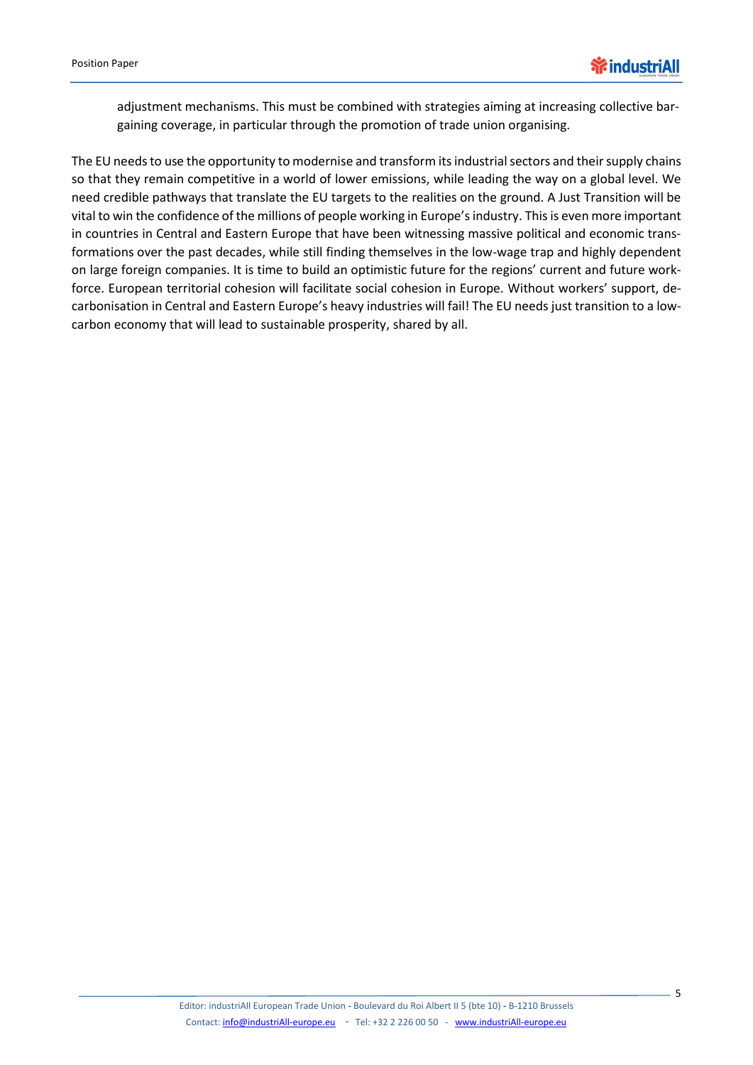adjustment mechanisms. This must be combined with strategies aiming at increasing collective bargaining coverage, in particular through the promotion of trade union organising.

The EU needs to use the opportunity to modernise and transform its industrial sectors and their supply chains so that they remain competitive in a world of lower emissions, while leading the way on a global level. We need credible pathways that translate the EU targets to the realities on the ground. A Just Transition will be vital to win the confidence of the millions of people working in Europe's industry. This is even more important in countries in Central and Eastern Europe that have been witnessing massive political and economic transformations over the past decades, while still finding themselves in the low-wage trap and highly dependent on large foreign companies. It is time to build an optimistic future for the regions' current and future workforce. European territorial cohesion will facilitate social cohesion in Europe. Without workers' support, decarbonisation in Central and Eastern Europe's heavy industries will fail! The EU needs just transition to a low-carbon economy that will lead to sustainable prosperity, shared by all.